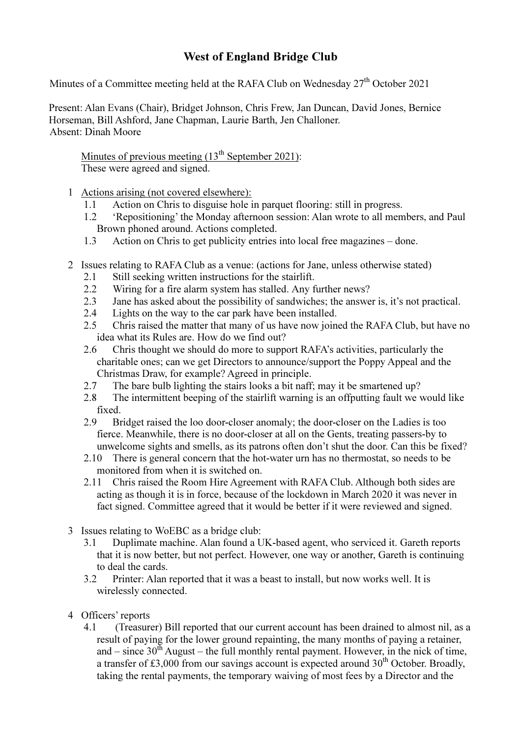# West of England Bridge Club

Minutes of a Committee meeting held at the RAFA Club on Wednesday 27th October 2021

Present: Alan Evans (Chair), Bridget Johnson, Chris Frew, Jan Duncan, David Jones, Bernice Horseman, Bill Ashford, Jane Chapman, Laurie Barth, Jen Challoner.
Absent: Dinah Moore

<u>Minutes of previous meeting (13th September 2021)</u>:
These were agreed and signed.

1 <u>Actions arising (not covered elsewhere):</u>
   - 1.1 Action on Chris to disguise hole in parquet flooring: still in progress.
   - 1.2 'Repositioning' the Monday afternoon session: Alan wrote to all members, and Paul Brown phoned around. Actions completed.
   - 1.3 Action on Chris to get publicity entries into local free magazines – done.

2 Issues relating to RAFA Club as a venue: (actions for Jane, unless otherwise stated)
   - 2.1 Still seeking written instructions for the stairlift.
   - 2.2 Wiring for a fire alarm system has stalled. Any further news?
   - 2.3 Jane has asked about the possibility of sandwiches; the answer is, it's not practical.
   - 2.4 Lights on the way to the car park have been installed.
   - 2.5 Chris raised the matter that many of us have now joined the RAFA Club, but have no idea what its Rules are. How do we find out?
   - 2.6 Chris thought we should do more to support RAFA's activities, particularly the charitable ones; can we get Directors to announce/support the Poppy Appeal and the Christmas Draw, for example? Agreed in principle.
   - 2.7 The bare bulb lighting the stairs looks a bit naff; may it be smartened up?
   - 2.8 The intermittent beeping of the stairlift warning is an offputting fault we would like fixed.
   - 2.9 Bridget raised the loo door-closer anomaly; the door-closer on the Ladies is too fierce. Meanwhile, there is no door-closer at all on the Gents, treating passers-by to unwelcome sights and smells, as its patrons often don't shut the door. Can this be fixed?
   - 2.10 There is general concern that the hot-water urn has no thermostat, so needs to be monitored from when it is switched on.
   - 2.11 Chris raised the Room Hire Agreement with RAFA Club. Although both sides are acting as though it is in force, because of the lockdown in March 2020 it was never in fact signed. Committee agreed that it would be better if it were reviewed and signed.

3 Issues relating to WoEBC as a bridge club:
   - 3.1 Duplimate machine. Alan found a UK-based agent, who serviced it. Gareth reports that it is now better, but not perfect. However, one way or another, Gareth is continuing to deal the cards.
   - 3.2 Printer: Alan reported that it was a beast to install, but now works well. It is wirelessly connected.

4 Officers' reports
   - 4.1 (Treasurer) Bill reported that our current account has been drained to almost nil, as a result of paying for the lower ground repainting, the many months of paying a retainer, and – since 30th August – the full monthly rental payment. However, in the nick of time, a transfer of £3,000 from our savings account is expected around 30th October. Broadly, taking the rental payments, the temporary waiving of most fees by a Director and the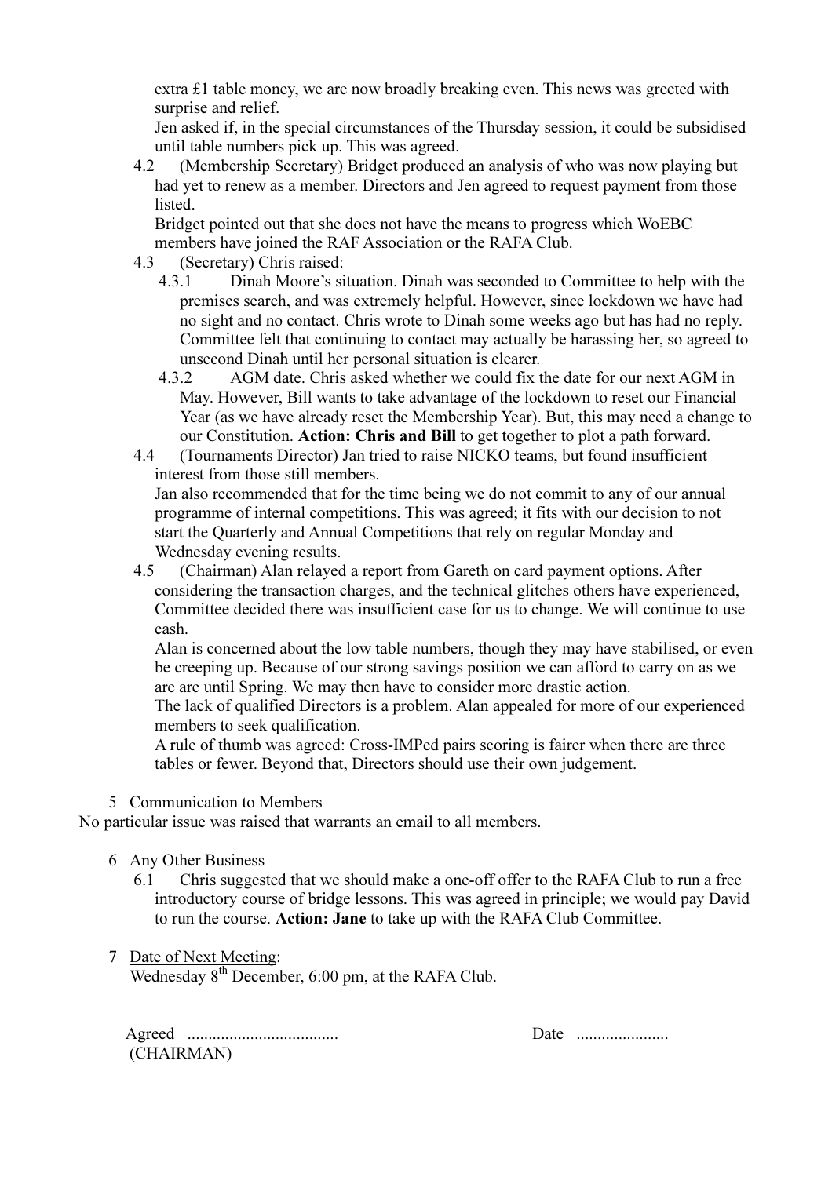extra £1 table money, we are now broadly breaking even. This news was greeted with surprise and relief.
Jen asked if, in the special circumstances of the Thursday session, it could be subsidised until table numbers pick up. This was agreed.

4.2 (Membership Secretary) Bridget produced an analysis of who was now playing but had yet to renew as a member. Directors and Jen agreed to request payment from those listed.
Bridget pointed out that she does not have the means to progress which WoEBC members have joined the RAF Association or the RAFA Club.

4.3 (Secretary) Chris raised:

4.3.1 Dinah Moore's situation. Dinah was seconded to Committee to help with the premises search, and was extremely helpful. However, since lockdown we have had no sight and no contact. Chris wrote to Dinah some weeks ago but has had no reply. Committee felt that continuing to contact may actually be harassing her, so agreed to unsecond Dinah until her personal situation is clearer.

4.3.2 AGM date. Chris asked whether we could fix the date for our next AGM in May. However, Bill wants to take advantage of the lockdown to reset our Financial Year (as we have already reset the Membership Year). But, this may need a change to our Constitution. **Action: Chris and Bill** to get together to plot a path forward.

4.4 (Tournaments Director) Jan tried to raise NICKO teams, but found insufficient interest from those still members.
Jan also recommended that for the time being we do not commit to any of our annual programme of internal competitions. This was agreed; it fits with our decision to not start the Quarterly and Annual Competitions that rely on regular Monday and Wednesday evening results.

4.5 (Chairman) Alan relayed a report from Gareth on card payment options. After considering the transaction charges, and the technical glitches others have experienced, Committee decided there was insufficient case for us to change. We will continue to use cash.
Alan is concerned about the low table numbers, though they may have stabilised, or even be creeping up. Because of our strong savings position we can afford to carry on as we are are until Spring. We may then have to consider more drastic action.
The lack of qualified Directors is a problem. Alan appealed for more of our experienced members to seek qualification.
A rule of thumb was agreed: Cross-IMPed pairs scoring is fairer when there are three tables or fewer. Beyond that, Directors should use their own judgement.

5 Communication to Members

No particular issue was raised that warrants an email to all members.

6 Any Other Business

6.1 Chris suggested that we should make a one-off offer to the RAFA Club to run a free introductory course of bridge lessons. This was agreed in principle; we would pay David to run the course. **Action: Jane** to take up with the RAFA Club Committee.

7 Date of Next Meeting:
Wednesday 8th December, 6:00 pm, at the RAFA Club.

Agreed ................................... Date ......................
(CHAIRMAN)